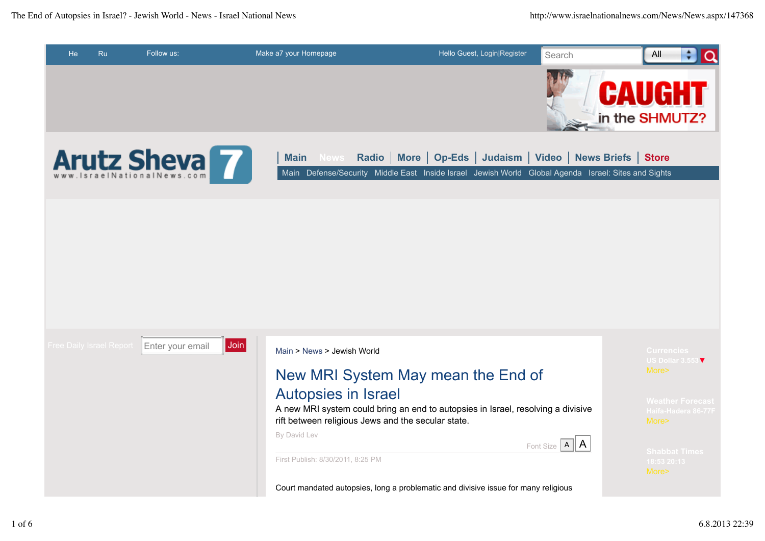He Ru Follow us: Make a7 your Homepage Hello Guest, Login|Register

CAUGHT in the SHMUTZ?

Arutz Sheva 7
www.IsraelNationalNews.com

Main | News | Radio | More | Op-Eds | Judaism | Video | News Briefs | Store

Main Defense/Security Middle East Inside Israel Jewish World Global Agenda Israel: Sites and Sights

Free Daily Israel Report Join

Main > News > Jewish World

# New MRI System May mean the End of Autopsies in Israel

A new MRI system could bring an end to autopsies in Israel, resolving a divisive rift between religious Jews and the secular state.

By David Lev

Font Size A A

First Publish: 8/30/2011, 8:25 PM

Court mandated autopsies, long a problematic and divisive issue for many religious

Currencies
US Dollar 3.553▼
More>

Weather Forecast
Haifa-Hadera 86-77F
More>

Shabbat Times
18:53 20:13
More>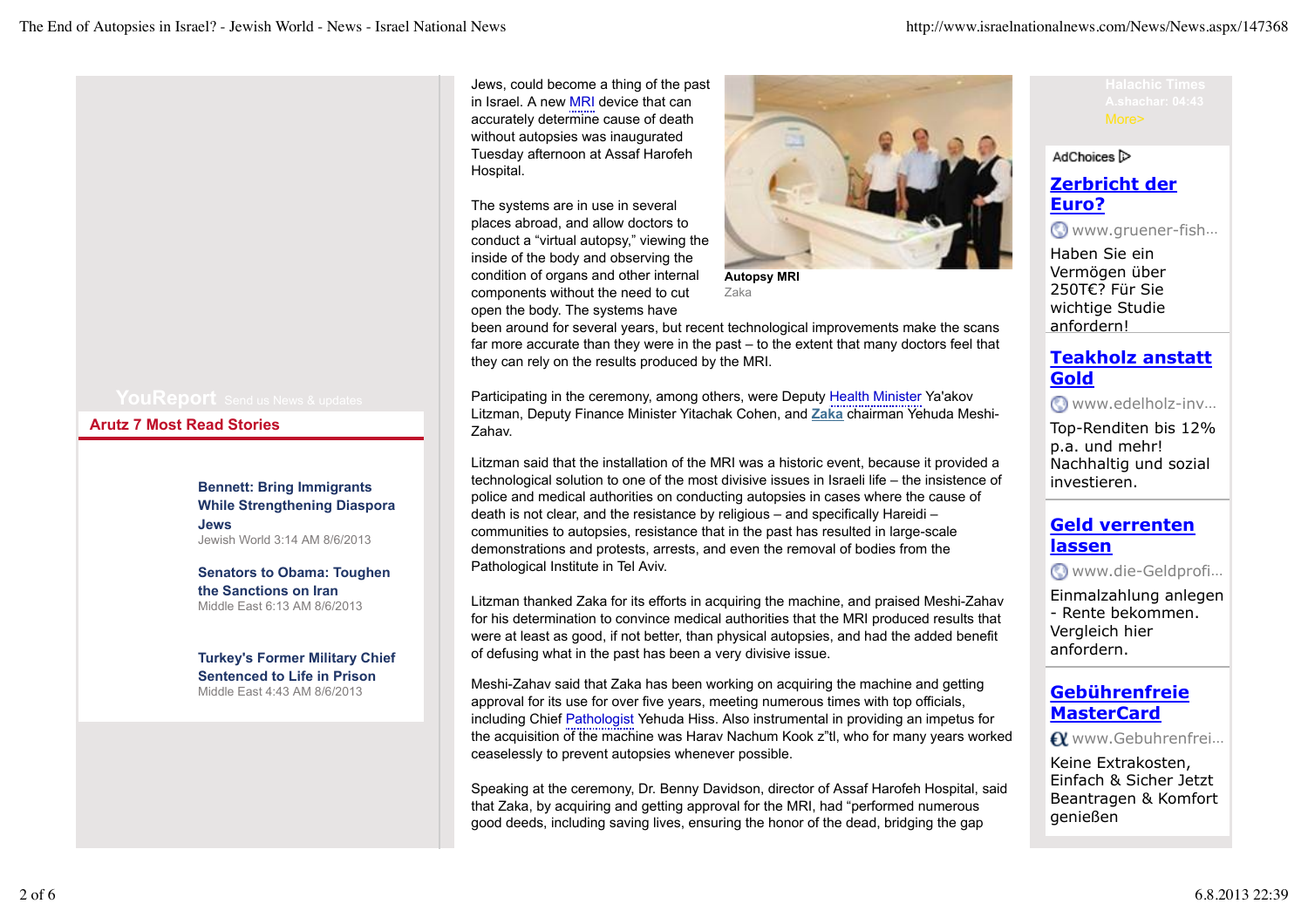Jews, could become a thing of the past in Israel. A new MRI device that can accurately determine cause of death without autopsies was inaugurated Tuesday afternoon at Assaf Harofeh Hospital.

**Autopsy MRI**
Zaka

The systems are in use in several places abroad, and allow doctors to conduct a "virtual autopsy," viewing the inside of the body and observing the condition of organs and other internal components without the need to cut open the body. The systems have been around for several years, but recent technological improvements make the scans far more accurate than they were in the past – to the extent that many doctors feel that they can rely on the results produced by the MRI.

Participating in the ceremony, among others, were Deputy Health Minister Ya'akov Litzman, Deputy Finance Minister Yitachak Cohen, and Zaka chairman Yehuda Meshi-Zahav.

Litzman said that the installation of the MRI was a historic event, because it provided a technological solution to one of the most divisive issues in Israeli life – the insistence of police and medical authorities on conducting autopsies in cases where the cause of death is not clear, and the resistance by religious – and specifically Hareidi – communities to autopsies, resistance that in the past has resulted in large-scale demonstrations and protests, arrests, and even the removal of bodies from the Pathological Institute in Tel Aviv.

Litzman thanked Zaka for its efforts in acquiring the machine, and praised Meshi-Zahav for his determination to convince medical authorities that the MRI produced results that were at least as good, if not better, than physical autopsies, and had the added benefit of defusing what in the past has been a very divisive issue.

Meshi-Zahav said that Zaka has been working on acquiring the machine and getting approval for its use for over five years, meeting numerous times with top officials, including Chief Pathologist Yehuda Hiss. Also instrumental in providing an impetus for the acquisition of the machine was Harav Nachum Kook z"tl, who for many years worked ceaselessly to prevent autopsies whenever possible.

Speaking at the ceremony, Dr. Benny Davidson, director of Assaf Harofeh Hospital, said that Zaka, by acquiring and getting approval for the MRI, had "performed numerous good deeds, including saving lives, ensuring the honor of the dead, bridging the gap

YouReport Send us News & updates

**Arutz 7 Most Read Stories**

**Bennett: Bring Immigrants While Strengthening Diaspora Jews**
Jewish World 3:14 AM 8/6/2013

**Senators to Obama: Toughen the Sanctions on Iran**
Middle East 6:13 AM 8/6/2013

**Turkey's Former Military Chief Sentenced to Life in Prison**
Middle East 4:43 AM 8/6/2013

Halachic Times
A.shachar: 04:43
More>

AdChoices

**Zerbricht der Euro?**
www.gruener-fish...
Haben Sie ein Vermögen über 250T€? Für Sie wichtige Studie anfordern!

**Teakholz anstatt Gold**
www.edelholz-inv...
Top-Renditen bis 12% p.a. und mehr! Nachhaltig und sozial investieren.

**Geld verrenten lassen**
www.die-Geldprofi...
Einmalzahlung anlegen - Rente bekommen. Vergleich hier anfordern.

**Gebührenfreie MasterCard**
www.Gebuhrenfrei...
Keine Extrakosten, Einfach & Sicher Jetzt Beantragen & Komfort genießen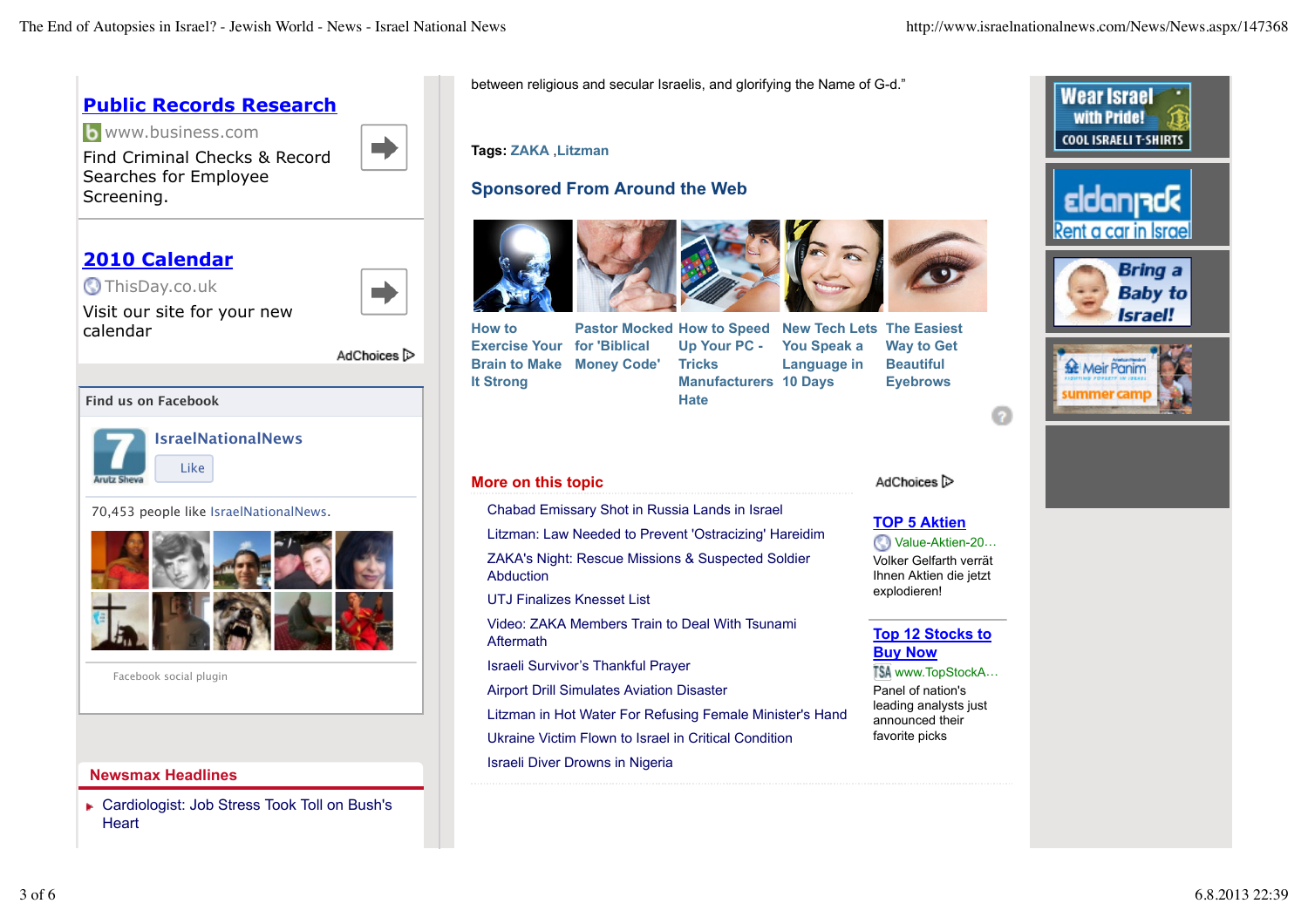between religious and secular Israelis, and glorifying the Name of G-d."

**Tags:** ZAKA ,Litzman

## Sponsored From Around the Web

How to Exercise Your Brain to Make It Strong

Pastor Mocked for 'Biblical Money Code'

How to Speed Up Your PC - Tricks Manufacturers Hate

New Tech Lets You Speak a Language in 10 Days

The Easiest Way to Get Beautiful Eyebrows

## More on this topic

- Chabad Emissary Shot in Russia Lands in Israel
- Litzman: Law Needed to Prevent 'Ostracizing' Hareidim
- ZAKA's Night: Rescue Missions & Suspected Soldier Abduction
- UTJ Finalizes Knesset List
- Video: ZAKA Members Train to Deal With Tsunami Aftermath
- Israeli Survivor's Thankful Prayer
- Airport Drill Simulates Aviation Disaster
- Litzman in Hot Water For Refusing Female Minister's Hand
- Ukraine Victim Flown to Israel in Critical Condition
- Israeli Diver Drowns in Nigeria

AdChoices

**TOP 5 Aktien**
Value-Aktien-20…
Volker Gelfarth verrät Ihnen Aktien die jetzt explodieren!

**Top 12 Stocks to Buy Now**
www.TopStockA…
Panel of nation's leading analysts just announced their favorite picks

**Public Records Research**
www.business.com
Find Criminal Checks & Record Searches for Employee Screening.

**2010 Calendar**
ThisDay.co.uk
Visit our site for your new calendar

AdChoices

Find us on Facebook

IsraelNationalNews

Like

70,453 people like IsraelNationalNews.

Facebook social plugin

## Newsmax Headlines

- Cardiologist: Job Stress Took Toll on Bush's Heart

Wear Israel with Pride! COOL ISRAELI T-SHIRTS

eldan Rent a car in Israel

Bring a Baby to Israel!

Meir Panim summer camp